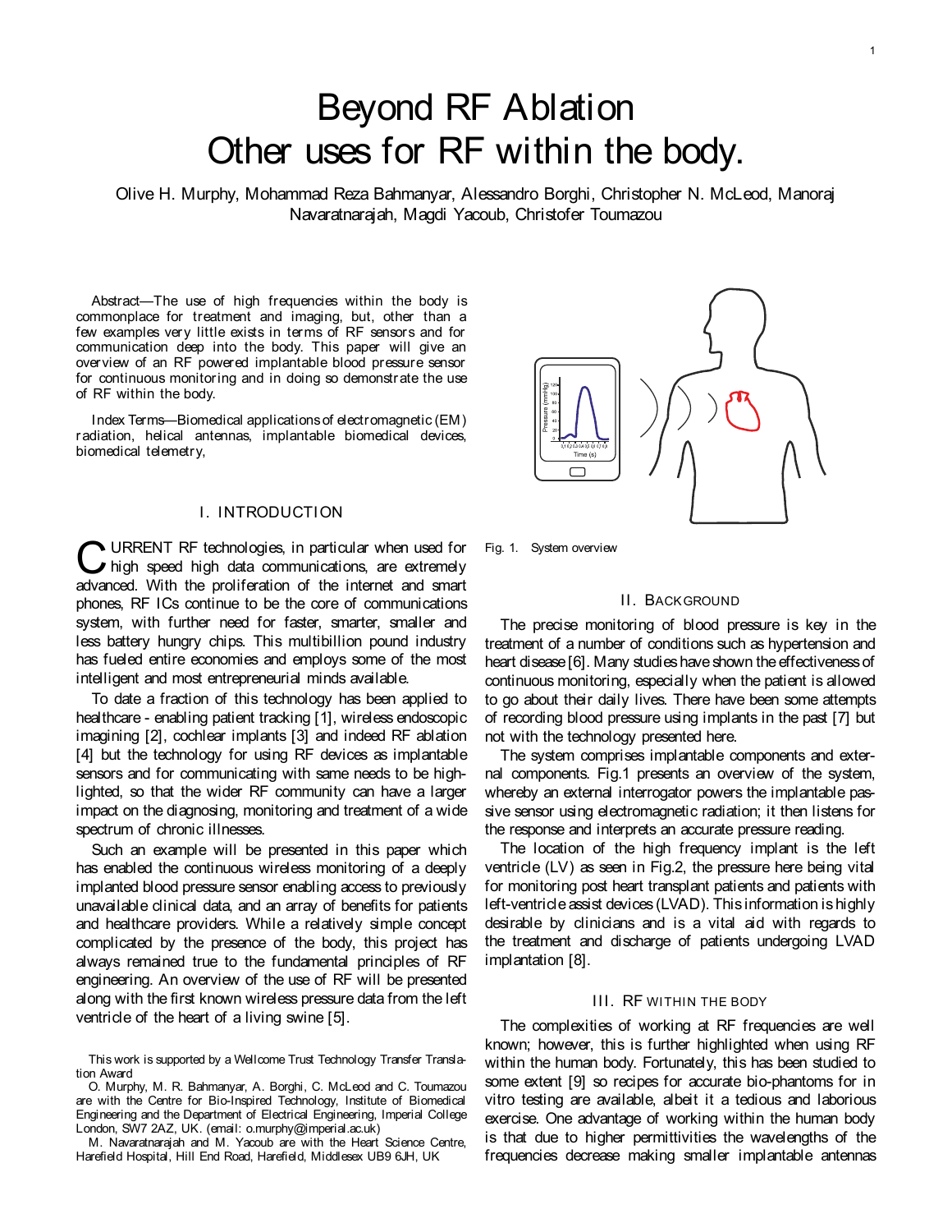# Beyond RF Ablation
# Other uses for RF within the body.

Olive H. Murphy, Mohammad Reza Bahmanyar, Alessandro Borghi, Christopher N. McLeod, Manoraj Navaratnarajah, Magdi Yacoub, Christofer Toumazou

*Abstract*—The use of high frequencies within the body is commonplace for treatment and imaging, but, other than a few examples very little exists in terms of RF sensors and for communication deep into the body. This paper will give an overview of an RF powered implantable blood pressure sensor for continuous monitoring and in doing so demonstrate the use of RF within the body.

*Index Terms*—Biomedical applications of electromagnetic (EM) radiation, helical antennas, implantable biomedical devices, biomedical telemetry,

## I. Introduction

Current RF technologies, in particular when used for high speed high data communications, are extremely advanced. With the proliferation of the internet and smart phones, RF ICs continue to be the core of communications system, with further need for faster, smarter, smaller and less battery hungry chips. This multibillion pound industry has fueled entire economies and employs some of the most intelligent and most entrepreneurial minds available.

To date a fraction of this technology has been applied to healthcare - enabling patient tracking [1], wireless endoscopic imagining [2], cochlear implants [3] and indeed RF ablation [4] but the technology for using RF devices as implantable sensors and for communicating with same needs to be highlighted, so that the wider RF community can have a larger impact on the diagnosing, monitoring and treatment of a wide spectrum of chronic illnesses.

Such an example will be presented in this paper which has enabled the continuous wireless monitoring of a deeply implanted blood pressure sensor enabling access to previously unavailable clinical data, and an array of benefits for patients and healthcare providers. While a relatively simple concept complicated by the presence of the body, this project has always remained true to the fundamental principles of RF engineering. An overview of the use of RF will be presented along with the first known wireless pressure data from the left ventricle of the heart of a living swine [5].

This work is supported by a Wellcome Trust Technology Transfer Translation Award

O. Murphy, M. R. Bahmanyar, A. Borghi, C. McLeod and C. Toumazou are with the Centre for Bio-Inspired Technology, Institute of Biomedical Engineering and the Department of Electrical Engineering, Imperial College London, SW7 2AZ, UK. (email: o.murphy@imperial.ac.uk)

M. Navaratnarajah and M. Yacoub are with the Heart Science Centre, Harefield Hospital, Hill End Road, Harefield, Middlesex UB9 6JH, UK

Fig. 1. System overview

## II. Background

The precise monitoring of blood pressure is key in the treatment of a number of conditions such as hypertension and heart disease [6]. Many studies have shown the effectiveness of continuous monitoring, especially when the patient is allowed to go about their daily lives. There have been some attempts of recording blood pressure using implants in the past [7] but not with the technology presented here.

The system comprises implantable components and external components. Fig.1 presents an overview of the system, whereby an external interrogator powers the implantable passive sensor using electromagnetic radiation; it then listens for the response and interprets an accurate pressure reading.

The location of the high frequency implant is the left ventricle (LV) as seen in Fig.2, the pressure here being vital for monitoring post heart transplant patients and patients with left-ventricle assist devices (LVAD). This information is highly desirable by clinicians and is a vital aid with regards to the treatment and discharge of patients undergoing LVAD implantation [8].

## III. RF within the body

The complexities of working at RF frequencies are well known; however, this is further highlighted when using RF within the human body. Fortunately, this has been studied to some extent [9] so recipes for accurate bio-phantoms for in vitro testing are available, albeit it a tedious and laborious exercise. One advantage of working within the human body is that due to higher permittivities the wavelengths of the frequencies decrease making smaller implantable antennas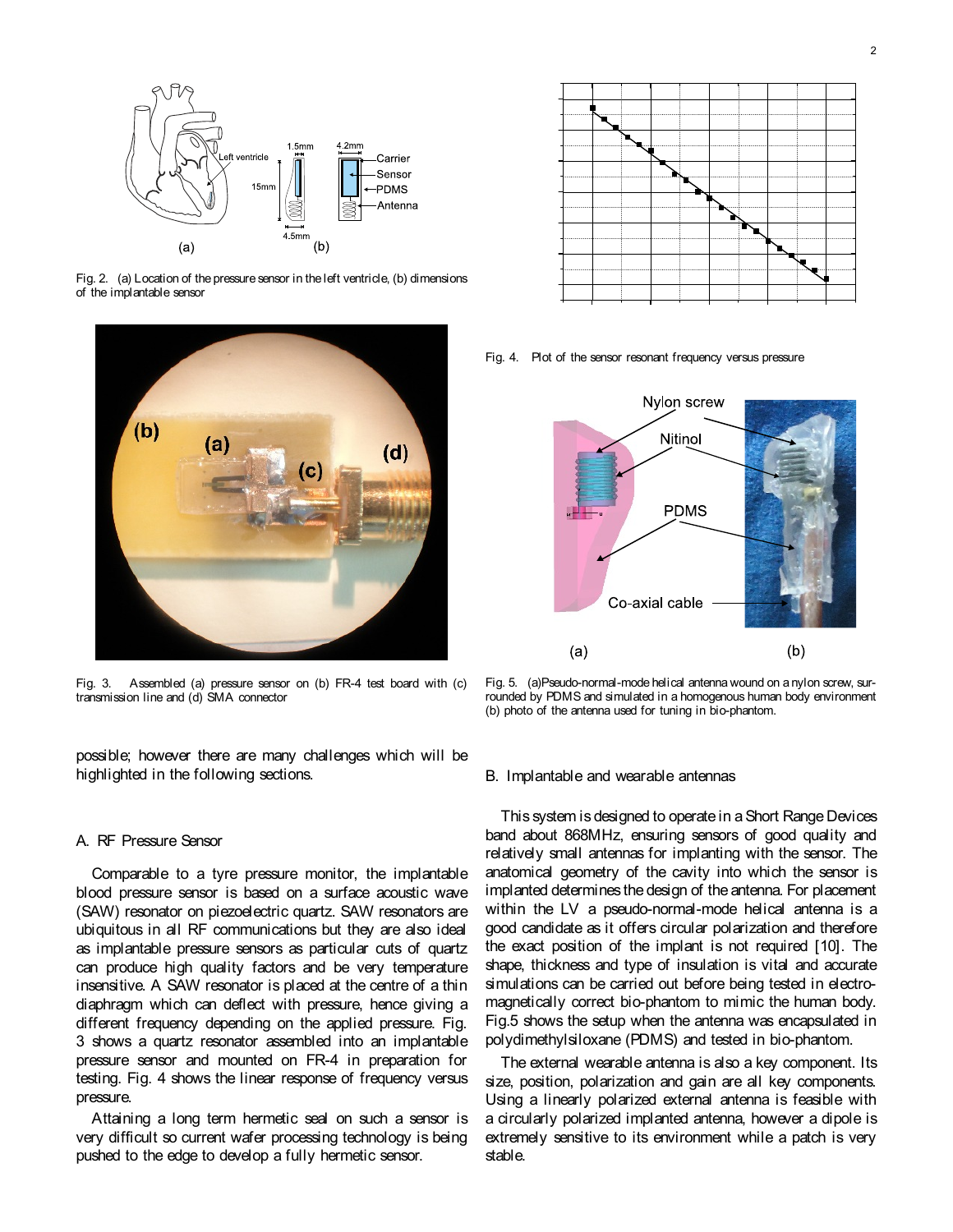Fig. 2. (a) Location of the pressure sensor in the left ventricle, (b) dimensions of the implantable sensor

Fig. 3. Assembled (a) pressure sensor on (b) FR-4 test board with (c) transmission line and (d) SMA connector

possible; however there are many challenges which will be highlighted in the following sections.

### A. RF Pressure Sensor

Comparable to a tyre pressure monitor, the implantable blood pressure sensor is based on a surface acoustic wave (SAW) resonator on piezoelectric quartz. SAW resonators are ubiquitous in all RF communications but they are also ideal as implantable pressure sensors as particular cuts of quartz can produce high quality factors and be very temperature insensitive. A SAW resonator is placed at the centre of a thin diaphragm which can deflect with pressure, hence giving a different frequency depending on the applied pressure. Fig. 3 shows a quartz resonator assembled into an implantable pressure sensor and mounted on FR-4 in preparation for testing. Fig. 4 shows the linear response of frequency versus pressure.

Attaining a long term hermetic seal on such a sensor is very difficult so current wafer processing technology is being pushed to the edge to develop a fully hermetic sensor.

Fig. 4. Plot of the sensor resonant frequency versus pressure

Fig. 5. (a)Pseudo-normal-mode helical antenna wound on a nylon screw, surrounded by PDMS and simulated in a homogenous human body environment (b) photo of the antenna used for tuning in bio-phantom.

### B. Implantable and wearable antennas

This system is designed to operate in a Short Range Devices band about 868MHz, ensuring sensors of good quality and relatively small antennas for implanting with the sensor. The anatomical geometry of the cavity into which the sensor is implanted determines the design of the antenna. For placement within the LV a pseudo-normal-mode helical antenna is a good candidate as it offers circular polarization and therefore the exact position of the implant is not required [10]. The shape, thickness and type of insulation is vital and accurate simulations can be carried out before being tested in electro-magnetically correct bio-phantom to mimic the human body. Fig.5 shows the setup when the antenna was encapsulated in polydimethylsiloxane (PDMS) and tested in bio-phantom.

The external wearable antenna is also a key component. Its size, position, polarization and gain are all key components. Using a linearly polarized external antenna is feasible with a circularly polarized implanted antenna, however a dipole is extremely sensitive to its environment while a patch is very stable.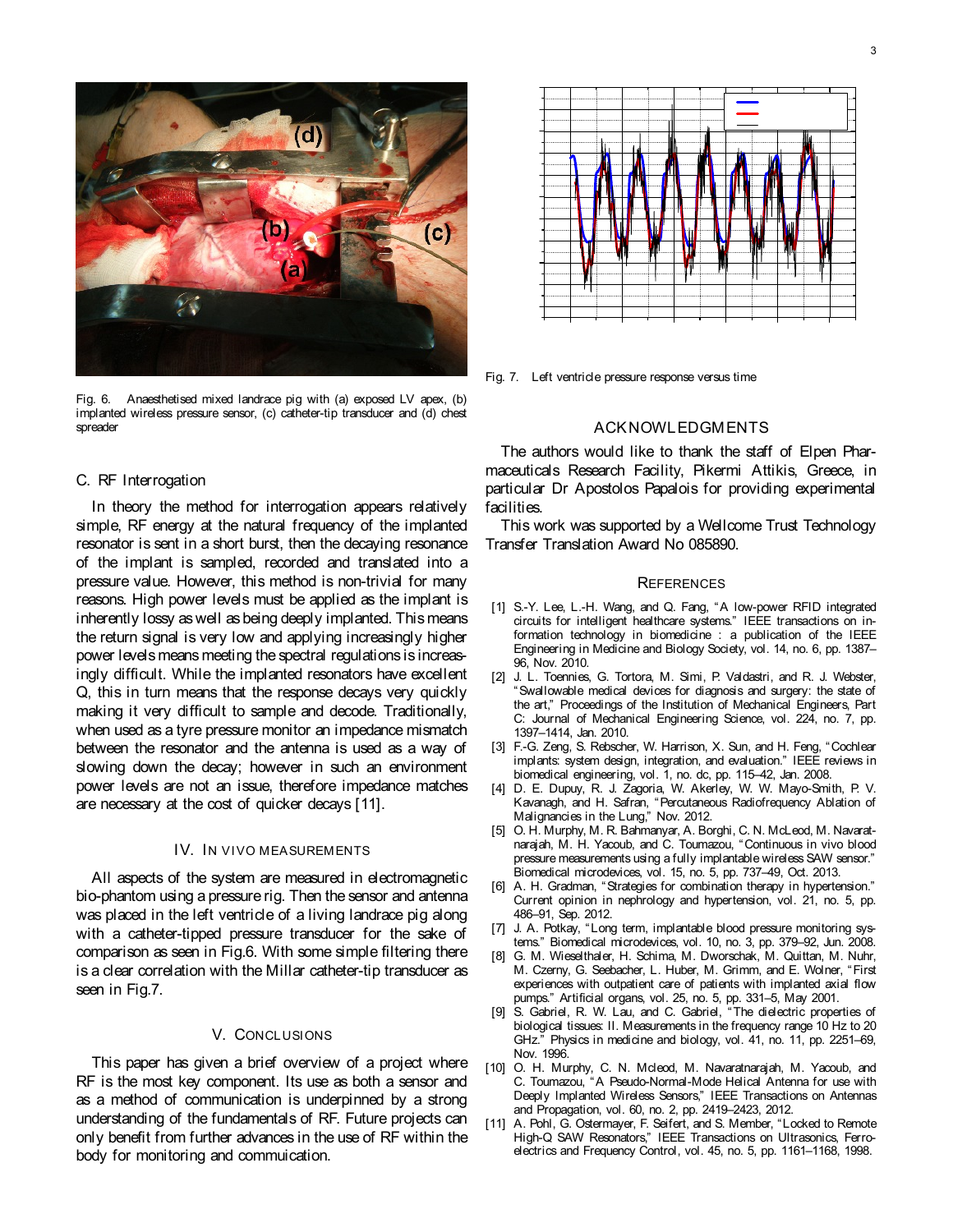Fig. 6. Anaesthetised mixed landrace pig with (a) exposed LV apex, (b) implanted wireless pressure sensor, (c) catheter-tip transducer and (d) chest spreader

### C. RF Interrogation

In theory the method for interrogation appears relatively simple, RF energy at the natural frequency of the implanted resonator is sent in a short burst, then the decaying resonance of the implant is sampled, recorded and translated into a pressure value. However, this method is non-trivial for many reasons. High power levels must be applied as the implant is inherently lossy as well as being deeply implanted. This means the return signal is very low and applying increasingly higher power levels means meeting the spectral regulations is increasingly difficult. While the implanted resonators have excellent Q, this in turn means that the response decays very quickly making it very difficult to sample and decode. Traditionally, when used as a tyre pressure monitor an impedance mismatch between the resonator and the antenna is used as a way of slowing down the decay; however in such an environment power levels are not an issue, therefore impedance matches are necessary at the cost of quicker decays [11].

## IV. In vivo Measurements

All aspects of the system are measured in electromagnetic bio-phantom using a pressure rig. Then the sensor and antenna was placed in the left ventricle of a living landrace pig along with a catheter-tipped pressure transducer for the sake of comparison as seen in Fig.6. With some simple filtering there is a clear correlation with the Millar catheter-tip transducer as seen in Fig.7.

## V. Conclusions

This paper has given a brief overview of a project where RF is the most key component. Its use as both a sensor and as a method of communication is underpinned by a strong understanding of the fundamentals of RF. Future projects can only benefit from further advances in the use of RF within the body for monitoring and commuication.

Fig. 7. Left ventricle pressure response versus time

## Acknowledgments

The authors would like to thank the staff of Elpen Pharmaceuticals Research Facility, Pikermi Attikis, Greece, in particular Dr Apostolos Papalois for providing experimental facilities.

This work was supported by a Wellcome Trust Technology Transfer Translation Award No 085890.

## References

[1] S.-Y. Lee, L.-H. Wang, and Q. Fang, "A low-power RFID integrated circuits for intelligent healthcare systems." IEEE transactions on information technology in biomedicine : a publication of the IEEE Engineering in Medicine and Biology Society, vol. 14, no. 6, pp. 1387–96, Nov. 2010.

[2] J. L. Toennies, G. Tortora, M. Simi, P. Valdastri, and R. J. Webster, "Swallowable medical devices for diagnosis and surgery: the state of the art," Proceedings of the Institution of Mechanical Engineers, Part C: Journal of Mechanical Engineering Science, vol. 224, no. 7, pp. 1397–1414, Jan. 2010.

[3] F.-G. Zeng, S. Rebscher, W. Harrison, X. Sun, and H. Feng, "Cochlear implants: system design, integration, and evaluation." IEEE reviews in biomedical engineering, vol. 1, no. dc, pp. 115–42, Jan. 2008.

[4] D. E. Dupuy, R. J. Zagoria, W. Akerley, W. W. Mayo-Smith, P. V. Kavanagh, and H. Safran, "Percutaneous Radiofrequency Ablation of Malignancies in the Lung," Nov. 2012.

[5] O. H. Murphy, M. R. Bahmanyar, A. Borghi, C. N. McLeod, M. Navaratnarajah, M. H. Yacoub, and C. Toumazou, "Continuous in vivo blood pressure measurements using a fully implantable wireless SAW sensor." Biomedical microdevices, vol. 15, no. 5, pp. 737–49, Oct. 2013.

[6] A. H. Gradman, "Strategies for combination therapy in hypertension." Current opinion in nephrology and hypertension, vol. 21, no. 5, pp. 486–91, Sep. 2012.

[7] J. A. Potkay, "Long term, implantable blood pressure monitoring systems." Biomedical microdevices, vol. 10, no. 3, pp. 379–92, Jun. 2008.

[8] G. M. Wieselthaler, H. Schima, M. Dworschak, M. Quittan, M. Nuhr, M. Czerny, G. Seebacher, L. Huber, M. Grimm, and E. Wolner, "First experiences with outpatient care of patients with implanted axial flow pumps." Artificial organs, vol. 25, no. 5, pp. 331–5, May 2001.

[9] S. Gabriel, R. W. Lau, and C. Gabriel, "The dielectric properties of biological tissues: II. Measurements in the frequency range 10 Hz to 20 GHz." Physics in medicine and biology, vol. 41, no. 11, pp. 2251–69, Nov. 1996.

[10] O. H. Murphy, C. N. Mcleod, M. Navaratnarajah, M. Yacoub, and C. Toumazou, "A Pseudo-Normal-Mode Helical Antenna for use with Deeply Implanted Wireless Sensors," IEEE Transactions on Antennas and Propagation, vol. 60, no. 2, pp. 2419–2423, 2012.

[11] A. Pohl, G. Ostermayer, F. Seifert, and S. Member, "Locked to Remote High-Q SAW Resonators," IEEE Transactions on Ultrasonics, Ferroelectrics and Frequency Control, vol. 45, no. 5, pp. 1161–1168, 1998.